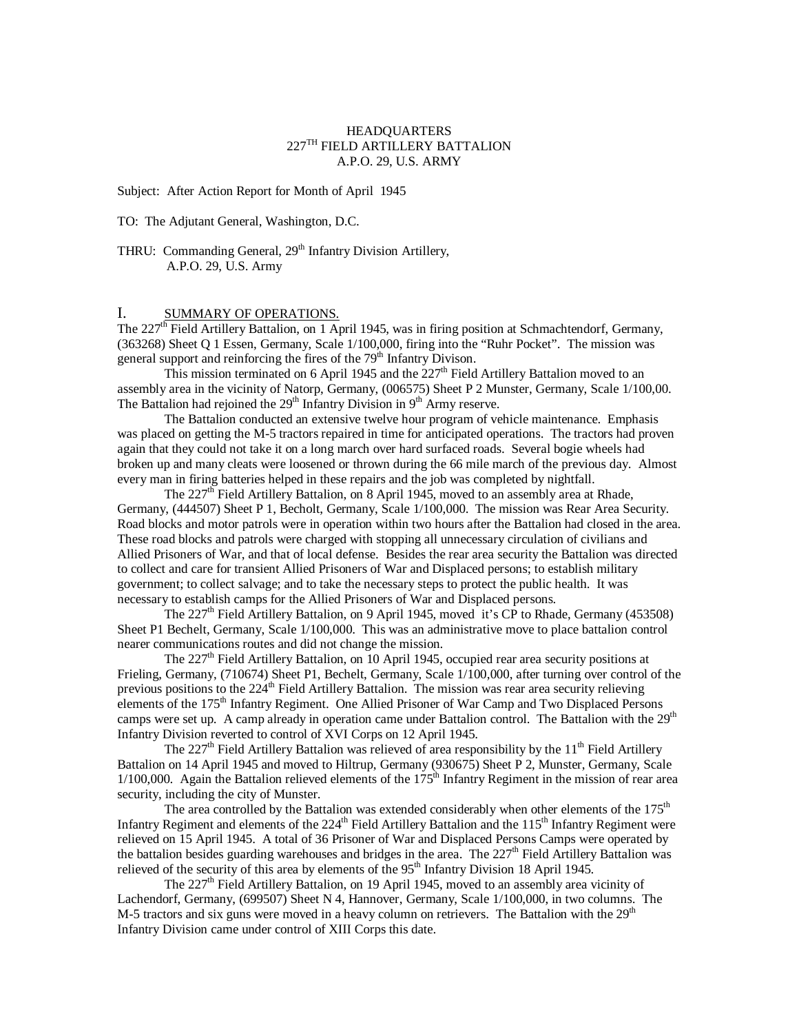HEADQUARTERS
227TH FIELD ARTILLERY BATTALION
A.P.O. 29, U.S. ARMY

Subject: After Action Report for Month of April 1945

TO: The Adjutant General, Washington, D.C.

THRU: Commanding General, 29th Infantry Division Artillery,
A.P.O. 29, U.S. Army

## I. SUMMARY OF OPERATIONS.

The 227th Field Artillery Battalion, on 1 April 1945, was in firing position at Schmachtendorf, Germany, (363268) Sheet Q 1 Essen, Germany, Scale 1/100,000, firing into the "Ruhr Pocket". The mission was general support and reinforcing the fires of the 79th Infantry Divison.

This mission terminated on 6 April 1945 and the 227th Field Artillery Battalion moved to an assembly area in the vicinity of Natorp, Germany, (006575) Sheet P 2 Munster, Germany, Scale 1/100,00. The Battalion had rejoined the 29th Infantry Division in 9th Army reserve.

The Battalion conducted an extensive twelve hour program of vehicle maintenance. Emphasis was placed on getting the M-5 tractors repaired in time for anticipated operations. The tractors had proven again that they could not take it on a long march over hard surfaced roads. Several bogie wheels had broken up and many cleats were loosened or thrown during the 66 mile march of the previous day. Almost every man in firing batteries helped in these repairs and the job was completed by nightfall.

The 227th Field Artillery Battalion, on 8 April 1945, moved to an assembly area at Rhade, Germany, (444507) Sheet P 1, Becholt, Germany, Scale 1/100,000. The mission was Rear Area Security. Road blocks and motor patrols were in operation within two hours after the Battalion had closed in the area. These road blocks and patrols were charged with stopping all unnecessary circulation of civilians and Allied Prisoners of War, and that of local defense. Besides the rear area security the Battalion was directed to collect and care for transient Allied Prisoners of War and Displaced persons; to establish military government; to collect salvage; and to take the necessary steps to protect the public health. It was necessary to establish camps for the Allied Prisoners of War and Displaced persons.

The 227th Field Artillery Battalion, on 9 April 1945, moved it's CP to Rhade, Germany (453508) Sheet P1 Bechelt, Germany, Scale 1/100,000. This was an administrative move to place battalion control nearer communications routes and did not change the mission.

The 227th Field Artillery Battalion, on 10 April 1945, occupied rear area security positions at Frieling, Germany, (710674) Sheet P1, Bechelt, Germany, Scale 1/100,000, after turning over control of the previous positions to the 224th Field Artillery Battalion. The mission was rear area security relieving elements of the 175th Infantry Regiment. One Allied Prisoner of War Camp and Two Displaced Persons camps were set up. A camp already in operation came under Battalion control. The Battalion with the 29th Infantry Division reverted to control of XVI Corps on 12 April 1945.

The 227th Field Artillery Battalion was relieved of area responsibility by the 11th Field Artillery Battalion on 14 April 1945 and moved to Hiltrup, Germany (930675) Sheet P 2, Munster, Germany, Scale 1/100,000. Again the Battalion relieved elements of the 175th Infantry Regiment in the mission of rear area security, including the city of Munster.

The area controlled by the Battalion was extended considerably when other elements of the 175th Infantry Regiment and elements of the 224th Field Artillery Battalion and the 115th Infantry Regiment were relieved on 15 April 1945. A total of 36 Prisoner of War and Displaced Persons Camps were operated by the battalion besides guarding warehouses and bridges in the area. The 227th Field Artillery Battalion was relieved of the security of this area by elements of the 95th Infantry Division 18 April 1945.

The 227th Field Artillery Battalion, on 19 April 1945, moved to an assembly area vicinity of Lachendorf, Germany, (699507) Sheet N 4, Hannover, Germany, Scale 1/100,000, in two columns. The M-5 tractors and six guns were moved in a heavy column on retrievers. The Battalion with the 29th Infantry Division came under control of XIII Corps this date.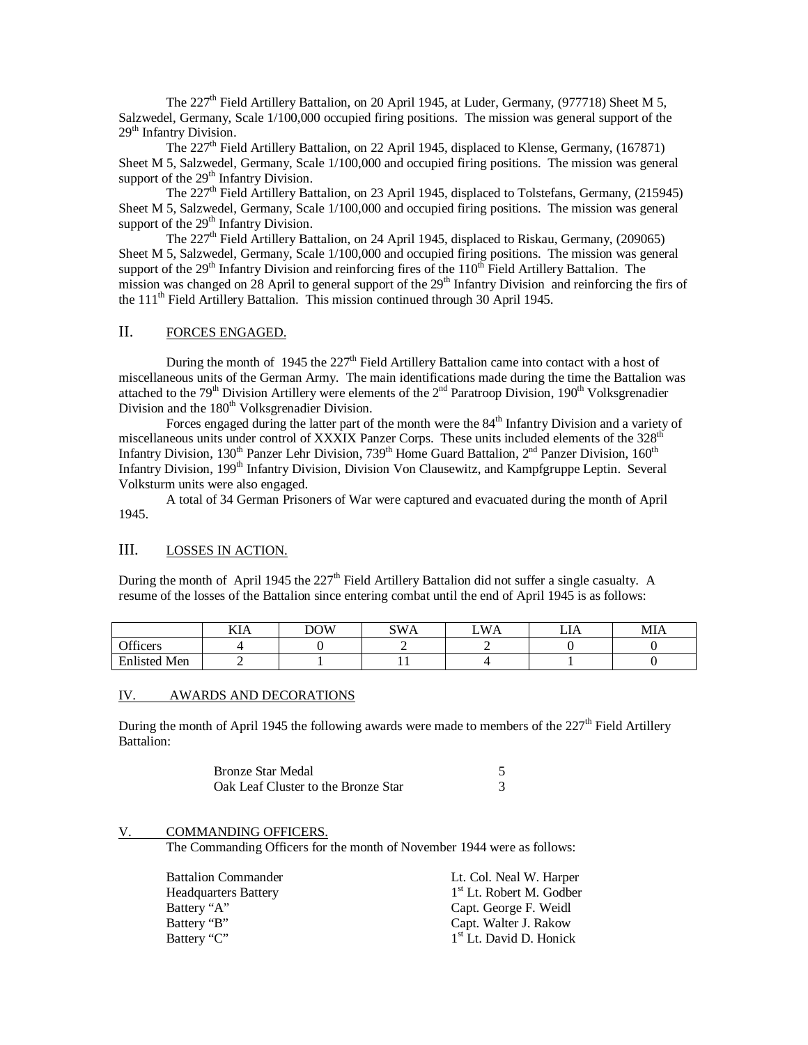The 227th Field Artillery Battalion, on 20 April 1945, at Luder, Germany, (977718) Sheet M 5, Salzwedel, Germany, Scale 1/100,000 occupied firing positions. The mission was general support of the 29th Infantry Division.

The 227th Field Artillery Battalion, on 22 April 1945, displaced to Klense, Germany, (167871) Sheet M 5, Salzwedel, Germany, Scale 1/100,000 and occupied firing positions. The mission was general support of the 29th Infantry Division.

The 227th Field Artillery Battalion, on 23 April 1945, displaced to Tolstefans, Germany, (215945) Sheet M 5, Salzwedel, Germany, Scale 1/100,000 and occupied firing positions. The mission was general support of the 29th Infantry Division.

The 227th Field Artillery Battalion, on 24 April 1945, displaced to Riskau, Germany, (209065) Sheet M 5, Salzwedel, Germany, Scale 1/100,000 and occupied firing positions. The mission was general support of the 29th Infantry Division and reinforcing fires of the 110th Field Artillery Battalion. The mission was changed on 28 April to general support of the 29th Infantry Division and reinforcing the firs of the 111th Field Artillery Battalion. This mission continued through 30 April 1945.

## II. FORCES ENGAGED.

During the month of 1945 the 227th Field Artillery Battalion came into contact with a host of miscellaneous units of the German Army. The main identifications made during the time the Battalion was attached to the 79th Division Artillery were elements of the 2nd Paratroop Division, 190th Volksgrenadier Division and the 180th Volksgrenadier Division.

Forces engaged during the latter part of the month were the 84th Infantry Division and a variety of miscellaneous units under control of XXXIX Panzer Corps. These units included elements of the 328th Infantry Division, 130th Panzer Lehr Division, 739th Home Guard Battalion, 2nd Panzer Division, 160th Infantry Division, 199th Infantry Division, Division Von Clausewitz, and Kampfgruppe Leptin. Several Volksturm units were also engaged.

A total of 34 German Prisoners of War were captured and evacuated during the month of April 1945.

## III. LOSSES IN ACTION.

During the month of April 1945 the 227th Field Artillery Battalion did not suffer a single casualty. A resume of the losses of the Battalion since entering combat until the end of April 1945 is as follows:

| | KIA | DOW | SWA | LWA | LIA | MIA |
|---|---|---|---|---|---|---|
| Officers | 4 | 0 | 2 | 2 | 0 | 0 |
| Enlisted Men | 2 | 1 | 11 | 4 | 1 | 0 |

## IV. AWARDS AND DECORATIONS

During the month of April 1945 the following awards were made to members of the 227th Field Artillery Battalion:

| | |
|---|---|
| Bronze Star Medal | 5 |
| Oak Leaf Cluster to the Bronze Star | 3 |

## V. COMMANDING OFFICERS.

The Commanding Officers for the month of November 1944 were as follows:

| | |
|---|---|
| Battalion Commander | Lt. Col. Neal W. Harper |
| Headquarters Battery | 1st Lt. Robert M. Godber |
| Battery "A" | Capt. George F. Weidl |
| Battery "B" | Capt. Walter J. Rakow |
| Battery "C" | 1st Lt. David D. Honick |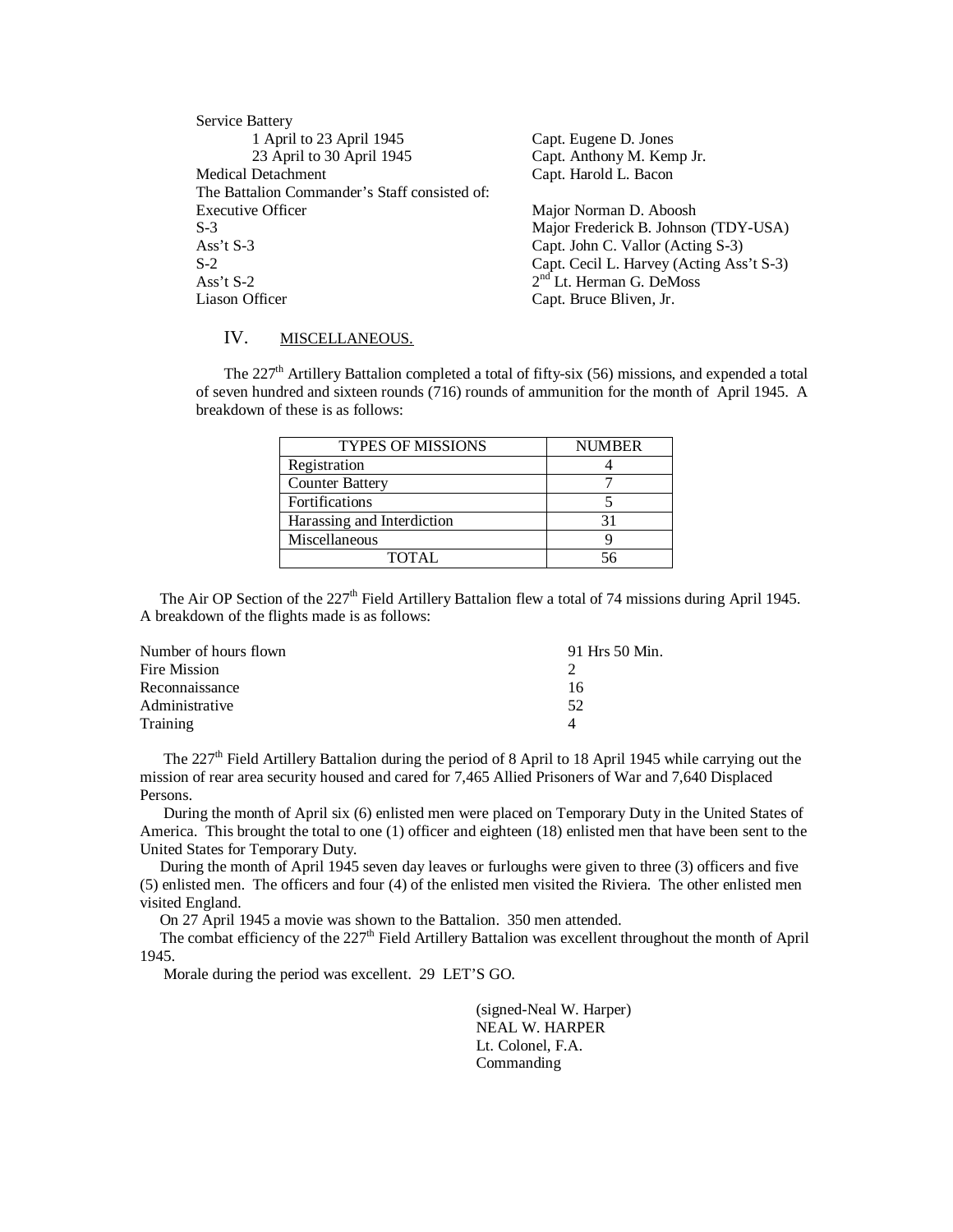Service Battery

| | |
|---|---|
| 1 April to 23 April 1945 | Capt. Eugene D. Jones |
| 23 April to 30 April 1945 | Capt. Anthony M. Kemp Jr. |
| Medical Detachment | Capt. Harold L. Bacon |

The Battalion Commander's Staff consisted of:

| | |
|---|---|
| Executive Officer | Major Norman D. Aboosh |
| S-3 | Major Frederick B. Johnson (TDY-USA) |
| Ass't S-3 | Capt. John C. Vallor (Acting S-3) |
| S-2 | Capt. Cecil L. Harvey (Acting Ass't S-3) |
| Ass't S-2 | 2nd Lt. Herman G. DeMoss |
| Liason Officer | Capt. Bruce Bliven, Jr. |

## IV. MISCELLANEOUS.

The 227th Artillery Battalion completed a total of fifty-six (56) missions, and expended a total of seven hundred and sixteen rounds (716) rounds of ammunition for the month of April 1945. A breakdown of these is as follows:

| TYPES OF MISSIONS | NUMBER |
|---|---|
| Registration | 4 |
| Counter Battery | 7 |
| Fortifications | 5 |
| Harassing and Interdiction | 31 |
| Miscellaneous | 9 |
| TOTAL | 56 |

The Air OP Section of the 227th Field Artillery Battalion flew a total of 74 missions during April 1945. A breakdown of the flights made is as follows:

| | |
|---|---|
| Number of hours flown | 91 Hrs 50 Min. |
| Fire Mission | 2 |
| Reconnaissance | 16 |
| Administrative | 52 |
| Training | 4 |

The 227th Field Artillery Battalion during the period of 8 April to 18 April 1945 while carrying out the mission of rear area security housed and cared for 7,465 Allied Prisoners of War and 7,640 Displaced Persons.

During the month of April six (6) enlisted men were placed on Temporary Duty in the United States of America. This brought the total to one (1) officer and eighteen (18) enlisted men that have been sent to the United States for Temporary Duty.

During the month of April 1945 seven day leaves or furloughs were given to three (3) officers and five (5) enlisted men. The officers and four (4) of the enlisted men visited the Riviera. The other enlisted men visited England.

On 27 April 1945 a movie was shown to the Battalion. 350 men attended.

The combat efficiency of the 227th Field Artillery Battalion was excellent throughout the month of April 1945.

Morale during the period was excellent. 29 LET'S GO.

(signed-Neal W. Harper)
NEAL W. HARPER
Lt. Colonel, F.A.
Commanding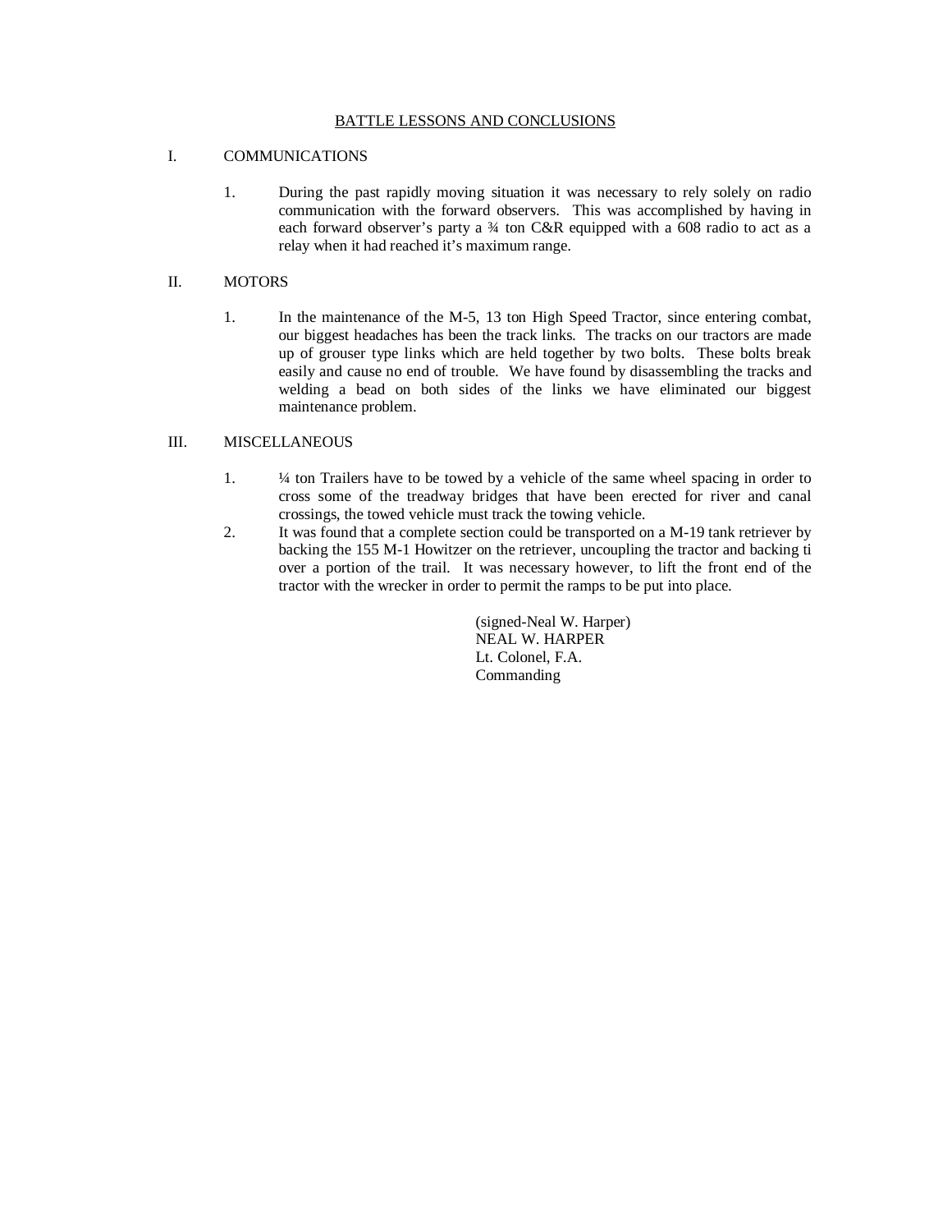## BATTLE LESSONS AND CONCLUSIONS

I. COMMUNICATIONS

1. During the past rapidly moving situation it was necessary to rely solely on radio communication with the forward observers. This was accomplished by having in each forward observer's party a ¾ ton C&R equipped with a 608 radio to act as a relay when it had reached it's maximum range.

II. MOTORS

1. In the maintenance of the M-5, 13 ton High Speed Tractor, since entering combat, our biggest headaches has been the track links. The tracks on our tractors are made up of grouser type links which are held together by two bolts. These bolts break easily and cause no end of trouble. We have found by disassembling the tracks and welding a bead on both sides of the links we have eliminated our biggest maintenance problem.

III. MISCELLANEOUS

1. ¼ ton Trailers have to be towed by a vehicle of the same wheel spacing in order to cross some of the treadway bridges that have been erected for river and canal crossings, the towed vehicle must track the towing vehicle.
2. It was found that a complete section could be transported on a M-19 tank retriever by backing the 155 M-1 Howitzer on the retriever, uncoupling the tractor and backing ti over a portion of the trail. It was necessary however, to lift the front end of the tractor with the wrecker in order to permit the ramps to be put into place.

(signed-Neal W. Harper)
NEAL W. HARPER
Lt. Colonel, F.A.
Commanding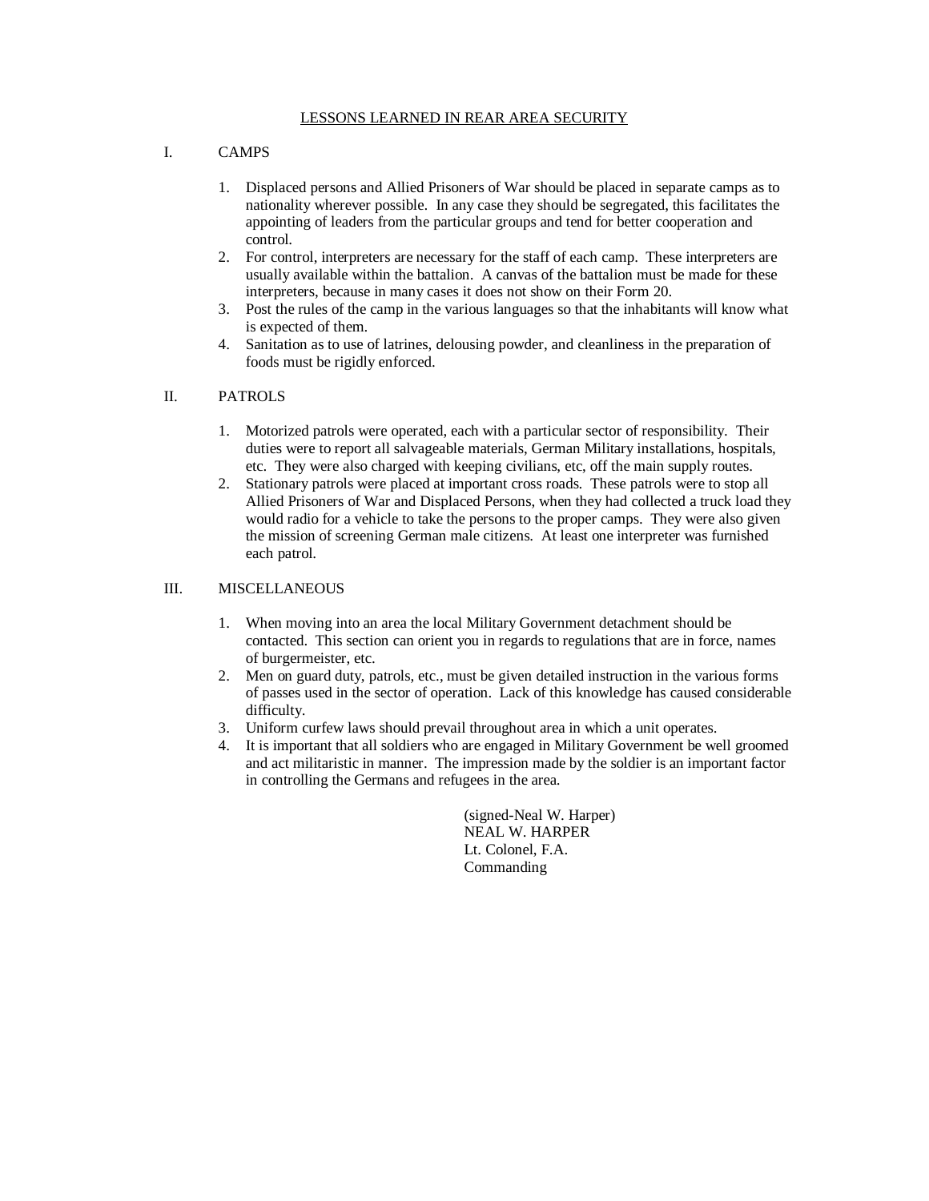# LESSONS LEARNED IN REAR AREA SECURITY

## I. CAMPS

1. Displaced persons and Allied Prisoners of War should be placed in separate camps as to nationality wherever possible. In any case they should be segregated, this facilitates the appointing of leaders from the particular groups and tend for better cooperation and control.
2. For control, interpreters are necessary for the staff of each camp. These interpreters are usually available within the battalion. A canvas of the battalion must be made for these interpreters, because in many cases it does not show on their Form 20.
3. Post the rules of the camp in the various languages so that the inhabitants will know what is expected of them.
4. Sanitation as to use of latrines, delousing powder, and cleanliness in the preparation of foods must be rigidly enforced.

## II. PATROLS

1. Motorized patrols were operated, each with a particular sector of responsibility. Their duties were to report all salvageable materials, German Military installations, hospitals, etc. They were also charged with keeping civilians, etc, off the main supply routes.
2. Stationary patrols were placed at important cross roads. These patrols were to stop all Allied Prisoners of War and Displaced Persons, when they had collected a truck load they would radio for a vehicle to take the persons to the proper camps. They were also given the mission of screening German male citizens. At least one interpreter was furnished each patrol.

## III. MISCELLANEOUS

1. When moving into an area the local Military Government detachment should be contacted. This section can orient you in regards to regulations that are in force, names of burgermeister, etc.
2. Men on guard duty, patrols, etc., must be given detailed instruction in the various forms of passes used in the sector of operation. Lack of this knowledge has caused considerable difficulty.
3. Uniform curfew laws should prevail throughout area in which a unit operates.
4. It is important that all soldiers who are engaged in Military Government be well groomed and act militaristic in manner. The impression made by the soldier is an important factor in controlling the Germans and refugees in the area.

(signed-Neal W. Harper)
NEAL W. HARPER
Lt. Colonel, F.A.
Commanding